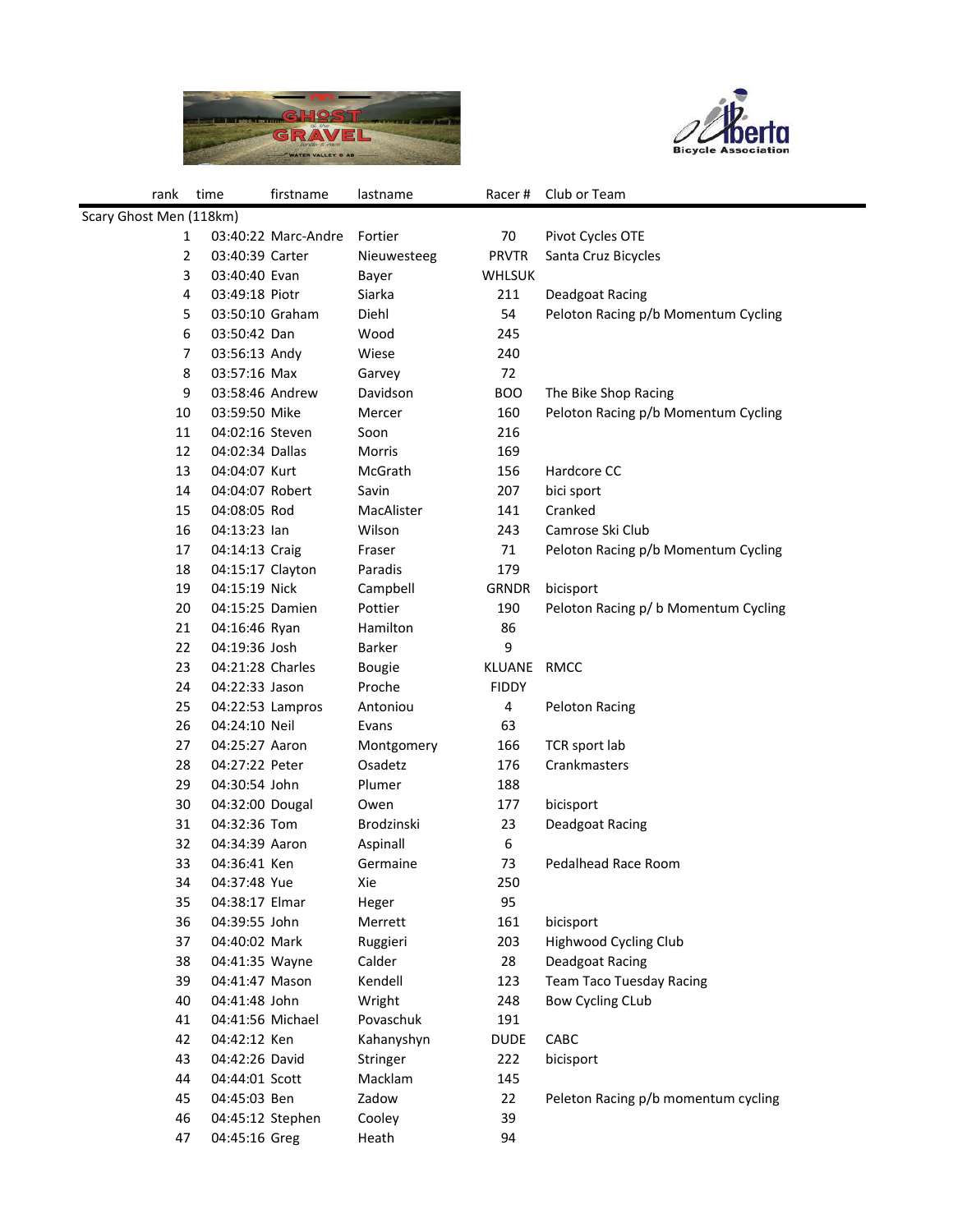| rank | time | firstname | lastname | Racer # | Club or Team |
|---|---|---|---|---|---|
| Scary Ghost Men (118km) | | | | | |
| 1 | 03:40:22 | Marc-Andre | Fortier | 70 | Pivot Cycles OTE |
| 2 | 03:40:39 | Carter | Nieuwesteeg | PRVTR | Santa Cruz Bicycles |
| 3 | 03:40:40 | Evan | Bayer | WHLSUK | |
| 4 | 03:49:18 | Piotr | Siarka | 211 | Deadgoat Racing |
| 5 | 03:50:10 | Graham | Diehl | 54 | Peloton Racing p/b Momentum Cycling |
| 6 | 03:50:42 | Dan | Wood | 245 | |
| 7 | 03:56:13 | Andy | Wiese | 240 | |
| 8 | 03:57:16 | Max | Garvey | 72 | |
| 9 | 03:58:46 | Andrew | Davidson | BOO | The Bike Shop Racing |
| 10 | 03:59:50 | Mike | Mercer | 160 | Peloton Racing p/b Momentum Cycling |
| 11 | 04:02:16 | Steven | Soon | 216 | |
| 12 | 04:02:34 | Dallas | Morris | 169 | |
| 13 | 04:04:07 | Kurt | McGrath | 156 | Hardcore CC |
| 14 | 04:04:07 | Robert | Savin | 207 | bici sport |
| 15 | 04:08:05 | Rod | MacAlister | 141 | Cranked |
| 16 | 04:13:23 | Ian | Wilson | 243 | Camrose Ski Club |
| 17 | 04:14:13 | Craig | Fraser | 71 | Peloton Racing p/b Momentum Cycling |
| 18 | 04:15:17 | Clayton | Paradis | 179 | |
| 19 | 04:15:19 | Nick | Campbell | GRNDR | bicisport |
| 20 | 04:15:25 | Damien | Pottier | 190 | Peloton Racing p/ b Momentum Cycling |
| 21 | 04:16:46 | Ryan | Hamilton | 86 | |
| 22 | 04:19:36 | Josh | Barker | 9 | |
| 23 | 04:21:28 | Charles | Bougie | KLUANE | RMCC |
| 24 | 04:22:33 | Jason | Proche | FIDDY | |
| 25 | 04:22:53 | Lampros | Antoniou | 4 | Peloton Racing |
| 26 | 04:24:10 | Neil | Evans | 63 | |
| 27 | 04:25:27 | Aaron | Montgomery | 166 | TCR sport lab |
| 28 | 04:27:22 | Peter | Osadetz | 176 | Crankmasters |
| 29 | 04:30:54 | John | Plumer | 188 | |
| 30 | 04:32:00 | Dougal | Owen | 177 | bicisport |
| 31 | 04:32:36 | Tom | Brodzinski | 23 | Deadgoat Racing |
| 32 | 04:34:39 | Aaron | Aspinall | 6 | |
| 33 | 04:36:41 | Ken | Germaine | 73 | Pedalhead Race Room |
| 34 | 04:37:48 | Yue | Xie | 250 | |
| 35 | 04:38:17 | Elmar | Heger | 95 | |
| 36 | 04:39:55 | John | Merrett | 161 | bicisport |
| 37 | 04:40:02 | Mark | Ruggieri | 203 | Highwood Cycling Club |
| 38 | 04:41:35 | Wayne | Calder | 28 | Deadgoat Racing |
| 39 | 04:41:47 | Mason | Kendell | 123 | Team Taco Tuesday Racing |
| 40 | 04:41:48 | John | Wright | 248 | Bow Cycling CLub |
| 41 | 04:41:56 | Michael | Povaschuk | 191 | |
| 42 | 04:42:12 | Ken | Kahanyshyn | DUDE | CABC |
| 43 | 04:42:26 | David | Stringer | 222 | bicisport |
| 44 | 04:44:01 | Scott | Macklam | 145 | |
| 45 | 04:45:03 | Ben | Zadow | 22 | Peleton Racing p/b momentum cycling |
| 46 | 04:45:12 | Stephen | Cooley | 39 | |
| 47 | 04:45:16 | Greg | Heath | 94 | |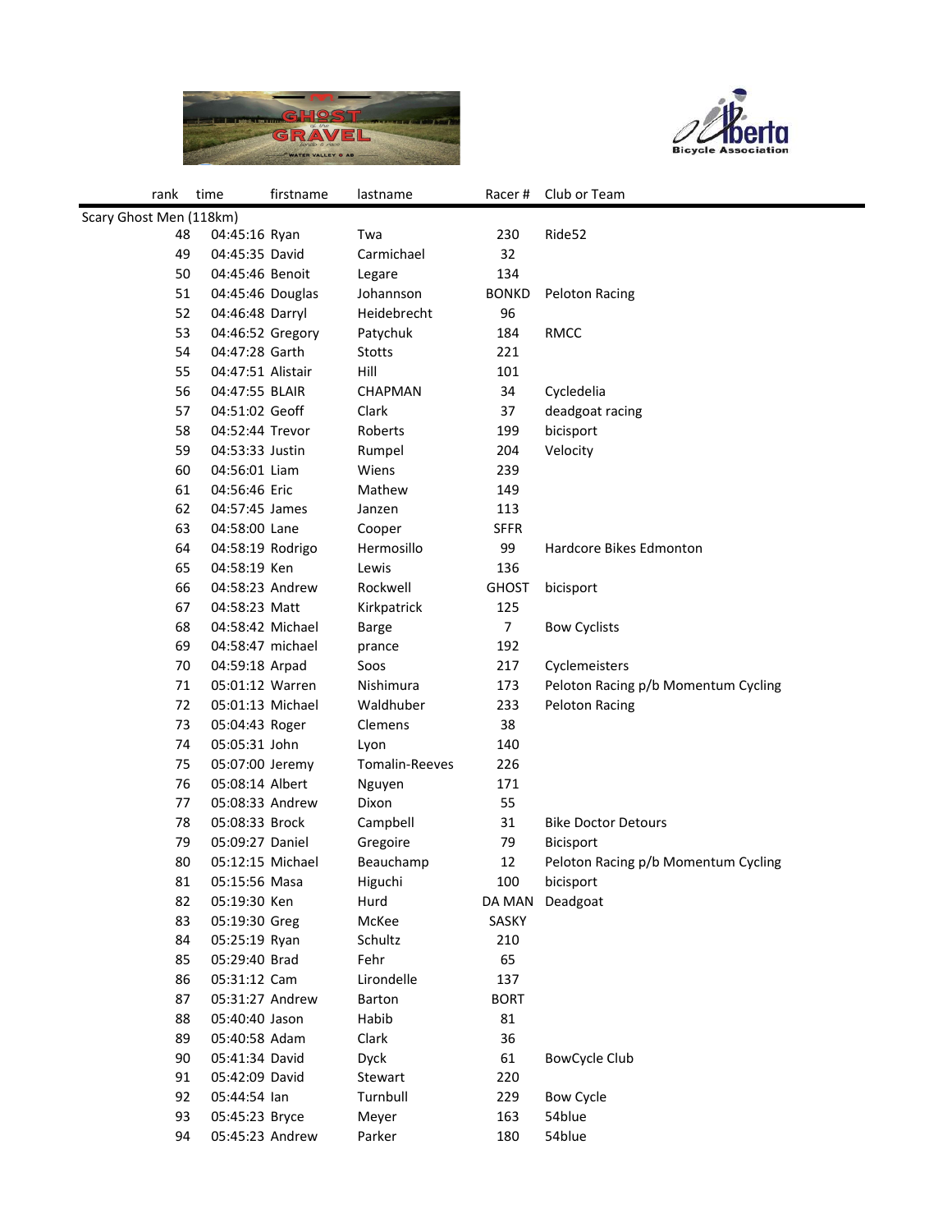| rank | time | firstname | lastname | Racer # | Club or Team |
|---|---|---|---|---|---|
| Scary Ghost Men (118km) | | | | | |
| 48 | 04:45:16 | Ryan | Twa | 230 | Ride52 |
| 49 | 04:45:35 | David | Carmichael | 32 | |
| 50 | 04:45:46 | Benoit | Legare | 134 | |
| 51 | 04:45:46 | Douglas | Johannson | BONKD | Peloton Racing |
| 52 | 04:46:48 | Darryl | Heidebrecht | 96 | |
| 53 | 04:46:52 | Gregory | Patychuk | 184 | RMCC |
| 54 | 04:47:28 | Garth | Stotts | 221 | |
| 55 | 04:47:51 | Alistair | Hill | 101 | |
| 56 | 04:47:55 | BLAIR | CHAPMAN | 34 | Cycledelia |
| 57 | 04:51:02 | Geoff | Clark | 37 | deadgoat racing |
| 58 | 04:52:44 | Trevor | Roberts | 199 | bicisport |
| 59 | 04:53:33 | Justin | Rumpel | 204 | Velocity |
| 60 | 04:56:01 | Liam | Wiens | 239 | |
| 61 | 04:56:46 | Eric | Mathew | 149 | |
| 62 | 04:57:45 | James | Janzen | 113 | |
| 63 | 04:58:00 | Lane | Cooper | SFFR | |
| 64 | 04:58:19 | Rodrigo | Hermosillo | 99 | Hardcore Bikes Edmonton |
| 65 | 04:58:19 | Ken | Lewis | 136 | |
| 66 | 04:58:23 | Andrew | Rockwell | GHOST | bicisport |
| 67 | 04:58:23 | Matt | Kirkpatrick | 125 | |
| 68 | 04:58:42 | Michael | Barge | 7 | Bow Cyclists |
| 69 | 04:58:47 | michael | prance | 192 | |
| 70 | 04:59:18 | Arpad | Soos | 217 | Cyclemeisters |
| 71 | 05:01:12 | Warren | Nishimura | 173 | Peloton Racing p/b Momentum Cycling |
| 72 | 05:01:13 | Michael | Waldhuber | 233 | Peloton Racing |
| 73 | 05:04:43 | Roger | Clemens | 38 | |
| 74 | 05:05:31 | John | Lyon | 140 | |
| 75 | 05:07:00 | Jeremy | Tomalin-Reeves | 226 | |
| 76 | 05:08:14 | Albert | Nguyen | 171 | |
| 77 | 05:08:33 | Andrew | Dixon | 55 | |
| 78 | 05:08:33 | Brock | Campbell | 31 | Bike Doctor Detours |
| 79 | 05:09:27 | Daniel | Gregoire | 79 | Bicisport |
| 80 | 05:12:15 | Michael | Beauchamp | 12 | Peloton Racing p/b Momentum Cycling |
| 81 | 05:15:56 | Masa | Higuchi | 100 | bicisport |
| 82 | 05:19:30 | Ken | Hurd | DA MAN | Deadgoat |
| 83 | 05:19:30 | Greg | McKee | SASKY | |
| 84 | 05:25:19 | Ryan | Schultz | 210 | |
| 85 | 05:29:40 | Brad | Fehr | 65 | |
| 86 | 05:31:12 | Cam | Lirondelle | 137 | |
| 87 | 05:31:27 | Andrew | Barton | BORT | |
| 88 | 05:40:40 | Jason | Habib | 81 | |
| 89 | 05:40:58 | Adam | Clark | 36 | |
| 90 | 05:41:34 | David | Dyck | 61 | BowCycle Club |
| 91 | 05:42:09 | David | Stewart | 220 | |
| 92 | 05:44:54 | Ian | Turnbull | 229 | Bow Cycle |
| 93 | 05:45:23 | Bryce | Meyer | 163 | 54blue |
| 94 | 05:45:23 | Andrew | Parker | 180 | 54blue |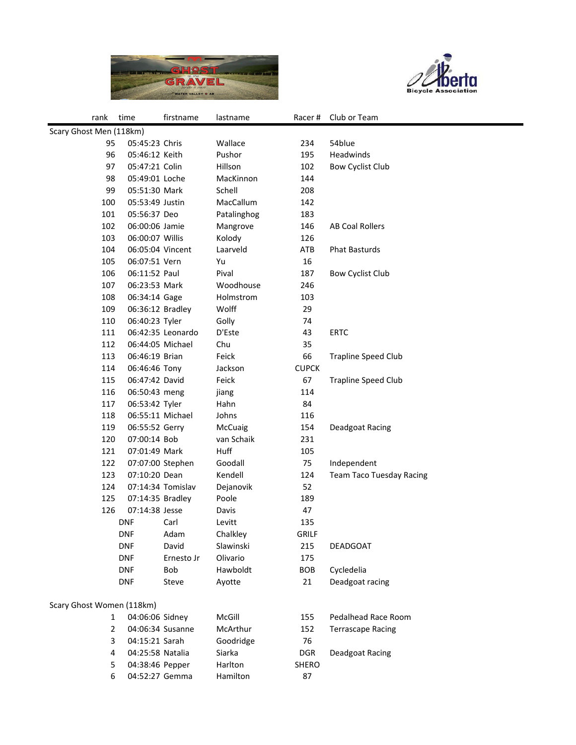| rank | time | firstname | lastname | Racer # | Club or Team |
|---|---|---|---|---|---|
| Scary Ghost Men (118km) | | | | | |
| 95 | 05:45:23 | Chris | Wallace | 234 | 54blue |
| 96 | 05:46:12 | Keith | Pushor | 195 | Headwinds |
| 97 | 05:47:21 | Colin | Hillson | 102 | Bow Cyclist Club |
| 98 | 05:49:01 | Loche | MacKinnon | 144 | |
| 99 | 05:51:30 | Mark | Schell | 208 | |
| 100 | 05:53:49 | Justin | MacCallum | 142 | |
| 101 | 05:56:37 | Deo | Patalinghog | 183 | |
| 102 | 06:00:06 | Jamie | Mangrove | 146 | AB Coal Rollers |
| 103 | 06:00:07 | Willis | Kolody | 126 | |
| 104 | 06:05:04 | Vincent | Laarveld | ATB | Phat Basturds |
| 105 | 06:07:51 | Vern | Yu | 16 | |
| 106 | 06:11:52 | Paul | Pival | 187 | Bow Cyclist Club |
| 107 | 06:23:53 | Mark | Woodhouse | 246 | |
| 108 | 06:34:14 | Gage | Holmstrom | 103 | |
| 109 | 06:36:12 | Bradley | Wolff | 29 | |
| 110 | 06:40:23 | Tyler | Golly | 74 | |
| 111 | 06:42:35 | Leonardo | D'Este | 43 | ERTC |
| 112 | 06:44:05 | Michael | Chu | 35 | |
| 113 | 06:46:19 | Brian | Feick | 66 | Trapline Speed Club |
| 114 | 06:46:46 | Tony | Jackson | CUPCK | |
| 115 | 06:47:42 | David | Feick | 67 | Trapline Speed Club |
| 116 | 06:50:43 | meng | jiang | 114 | |
| 117 | 06:53:42 | Tyler | Hahn | 84 | |
| 118 | 06:55:11 | Michael | Johns | 116 | |
| 119 | 06:55:52 | Gerry | McCuaig | 154 | Deadgoat Racing |
| 120 | 07:00:14 | Bob | van Schaik | 231 | |
| 121 | 07:01:49 | Mark | Huff | 105 | |
| 122 | 07:07:00 | Stephen | Goodall | 75 | Independent |
| 123 | 07:10:20 | Dean | Kendell | 124 | Team Taco Tuesday Racing |
| 124 | 07:14:34 | Tomislav | Dejanovik | 52 | |
| 125 | 07:14:35 | Bradley | Poole | 189 | |
| 126 | 07:14:38 | Jesse | Davis | 47 | |
| | DNF | Carl | Levitt | 135 | |
| | DNF | Adam | Chalkley | GRILF | |
| | DNF | David | Slawinski | 215 | DEADGOAT |
| | DNF | Ernesto Jr | Olivario | 175 | |
| | DNF | Bob | Hawboldt | BOB | Cycledelia |
| | DNF | Steve | Ayotte | 21 | Deadgoat racing |
| Scary Ghost Women (118km) | | | | | |
| 1 | 04:06:06 | Sidney | McGill | 155 | Pedalhead Race Room |
| 2 | 04:06:34 | Susanne | McArthur | 152 | Terrascape Racing |
| 3 | 04:15:21 | Sarah | Goodridge | 76 | |
| 4 | 04:25:58 | Natalia | Siarka | DGR | Deadgoat Racing |
| 5 | 04:38:46 | Pepper | Harlton | SHERO | |
| 6 | 04:52:27 | Gemma | Hamilton | 87 | |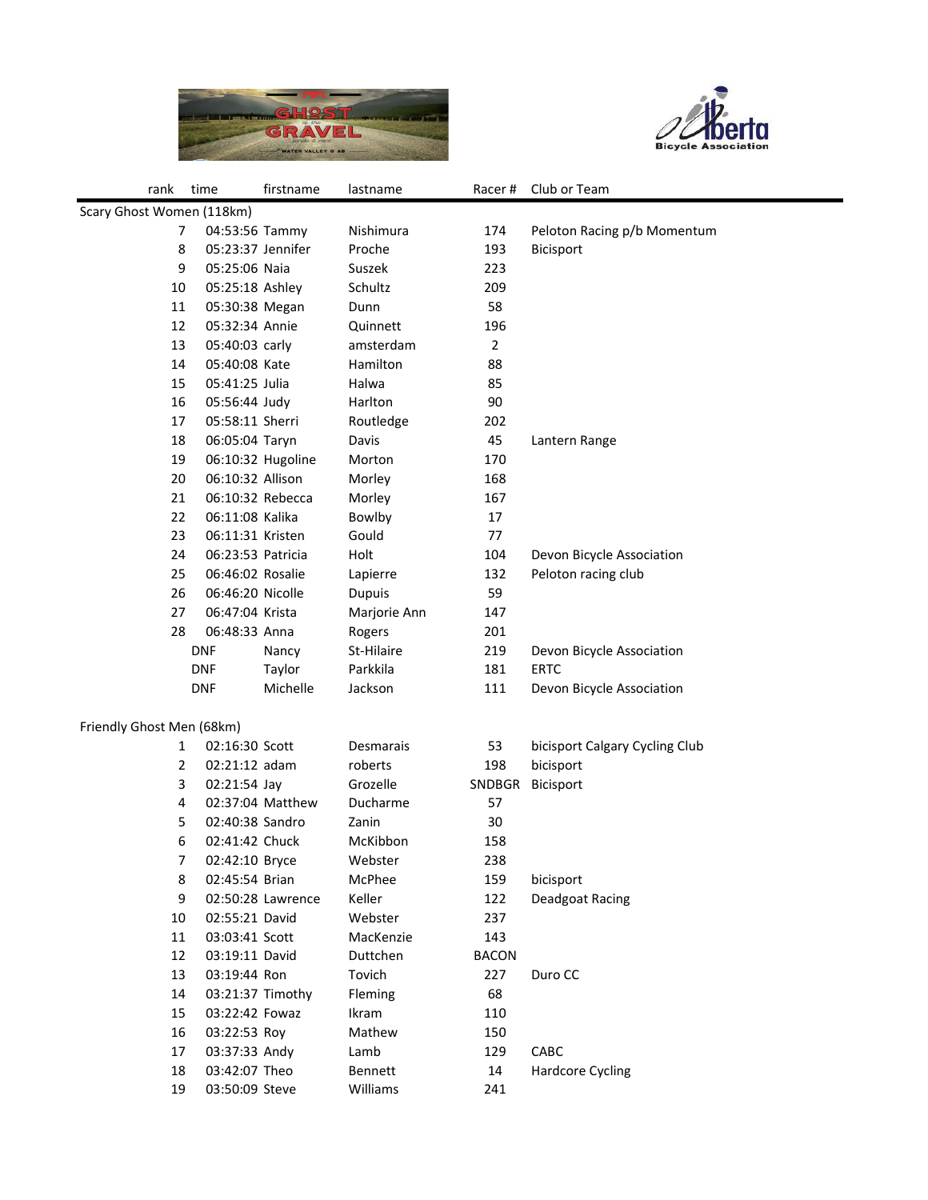| rank | time | firstname | lastname | Racer # | Club or Team |
|---|---|---|---|---|---|
| Scary Ghost Women (118km) | | | | | |
| 7 | 04:53:56 | Tammy | Nishimura | 174 | Peloton Racing p/b Momentum |
| 8 | 05:23:37 | Jennifer | Proche | 193 | Bicisport |
| 9 | 05:25:06 | Naia | Suszek | 223 | |
| 10 | 05:25:18 | Ashley | Schultz | 209 | |
| 11 | 05:30:38 | Megan | Dunn | 58 | |
| 12 | 05:32:34 | Annie | Quinnett | 196 | |
| 13 | 05:40:03 | carly | amsterdam | 2 | |
| 14 | 05:40:08 | Kate | Hamilton | 88 | |
| 15 | 05:41:25 | Julia | Halwa | 85 | |
| 16 | 05:56:44 | Judy | Harlton | 90 | |
| 17 | 05:58:11 | Sherri | Routledge | 202 | |
| 18 | 06:05:04 | Taryn | Davis | 45 | Lantern Range |
| 19 | 06:10:32 | Hugoline | Morton | 170 | |
| 20 | 06:10:32 | Allison | Morley | 168 | |
| 21 | 06:10:32 | Rebecca | Morley | 167 | |
| 22 | 06:11:08 | Kalika | Bowlby | 17 | |
| 23 | 06:11:31 | Kristen | Gould | 77 | |
| 24 | 06:23:53 | Patricia | Holt | 104 | Devon Bicycle Association |
| 25 | 06:46:02 | Rosalie | Lapierre | 132 | Peloton racing club |
| 26 | 06:46:20 | Nicolle | Dupuis | 59 | |
| 27 | 06:47:04 | Krista | Marjorie Ann | 147 | |
| 28 | 06:48:33 | Anna | Rogers | 201 | |
| | DNF | Nancy | St-Hilaire | 219 | Devon Bicycle Association |
| | DNF | Taylor | Parkkila | 181 | ERTC |
| | DNF | Michelle | Jackson | 111 | Devon Bicycle Association |
| | | | | | |
| Friendly Ghost Men (68km) | | | | | |
| 1 | 02:16:30 | Scott | Desmarais | 53 | bicisport Calgary Cycling Club |
| 2 | 02:21:12 | adam | roberts | 198 | bicisport |
| 3 | 02:21:54 | Jay | Grozelle | SNDBGR | Bicisport |
| 4 | 02:37:04 | Matthew | Ducharme | 57 | |
| 5 | 02:40:38 | Sandro | Zanin | 30 | |
| 6 | 02:41:42 | Chuck | McKibbon | 158 | |
| 7 | 02:42:10 | Bryce | Webster | 238 | |
| 8 | 02:45:54 | Brian | McPhee | 159 | bicisport |
| 9 | 02:50:28 | Lawrence | Keller | 122 | Deadgoat Racing |
| 10 | 02:55:21 | David | Webster | 237 | |
| 11 | 03:03:41 | Scott | MacKenzie | 143 | |
| 12 | 03:19:11 | David | Duttchen | BACON | |
| 13 | 03:19:44 | Ron | Tovich | 227 | Duro CC |
| 14 | 03:21:37 | Timothy | Fleming | 68 | |
| 15 | 03:22:42 | Fowaz | Ikram | 110 | |
| 16 | 03:22:53 | Roy | Mathew | 150 | |
| 17 | 03:37:33 | Andy | Lamb | 129 | CABC |
| 18 | 03:42:07 | Theo | Bennett | 14 | Hardcore Cycling |
| 19 | 03:50:09 | Steve | Williams | 241 | |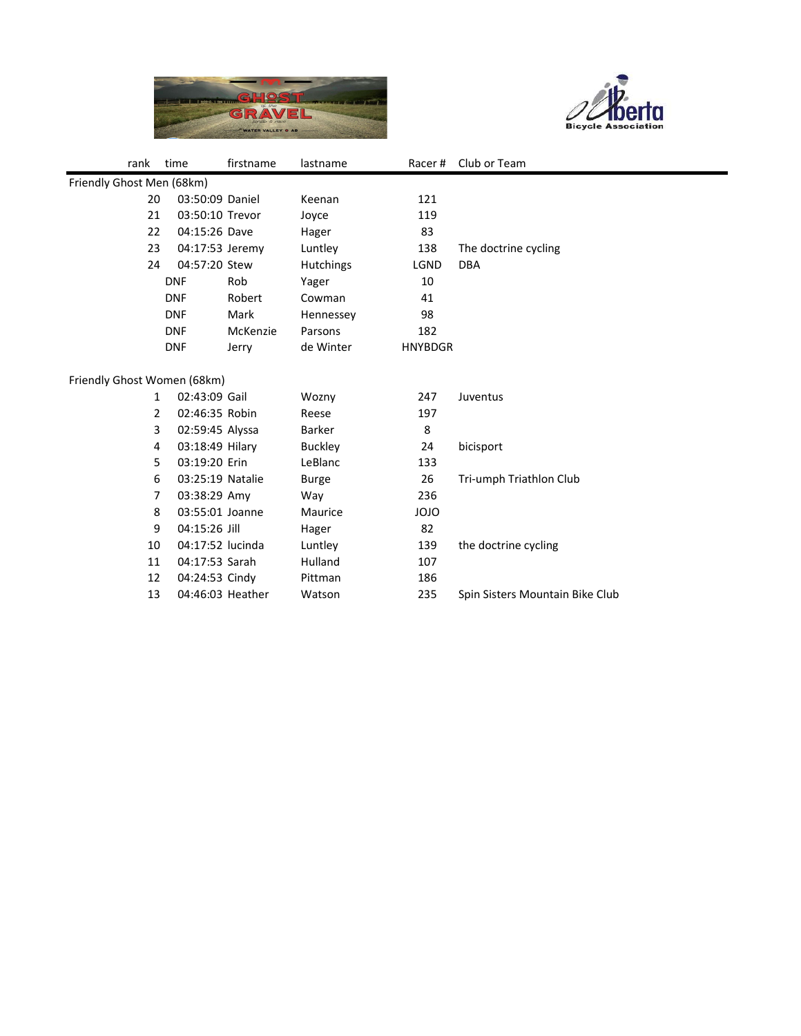| rank | time | firstname | lastname | Racer # | Club or Team |
|---|---|---|---|---|---|
| Friendly Ghost Men (68km) | | | | | |
| 20 | 03:50:09 | Daniel | Keenan | 121 | |
| 21 | 03:50:10 | Trevor | Joyce | 119 | |
| 22 | 04:15:26 | Dave | Hager | 83 | |
| 23 | 04:17:53 | Jeremy | Luntley | 138 | The doctrine cycling |
| 24 | 04:57:20 | Stew | Hutchings | LGND | DBA |
| | DNF | Rob | Yager | 10 | |
| | DNF | Robert | Cowman | 41 | |
| | DNF | Mark | Hennessey | 98 | |
| | DNF | McKenzie | Parsons | 182 | |
| | DNF | Jerry | de Winter | HNYBDGR | |
| Friendly Ghost Women (68km) | | | | | |
| 1 | 02:43:09 | Gail | Wozny | 247 | Juventus |
| 2 | 02:46:35 | Robin | Reese | 197 | |
| 3 | 02:59:45 | Alyssa | Barker | 8 | |
| 4 | 03:18:49 | Hilary | Buckley | 24 | bicisport |
| 5 | 03:19:20 | Erin | LeBlanc | 133 | |
| 6 | 03:25:19 | Natalie | Burge | 26 | Tri-umph Triathlon Club |
| 7 | 03:38:29 | Amy | Way | 236 | |
| 8 | 03:55:01 | Joanne | Maurice | JOJO | |
| 9 | 04:15:26 | Jill | Hager | 82 | |
| 10 | 04:17:52 | lucinda | Luntley | 139 | the doctrine cycling |
| 11 | 04:17:53 | Sarah | Hulland | 107 | |
| 12 | 04:24:53 | Cindy | Pittman | 186 | |
| 13 | 04:46:03 | Heather | Watson | 235 | Spin Sisters Mountain Bike Club |